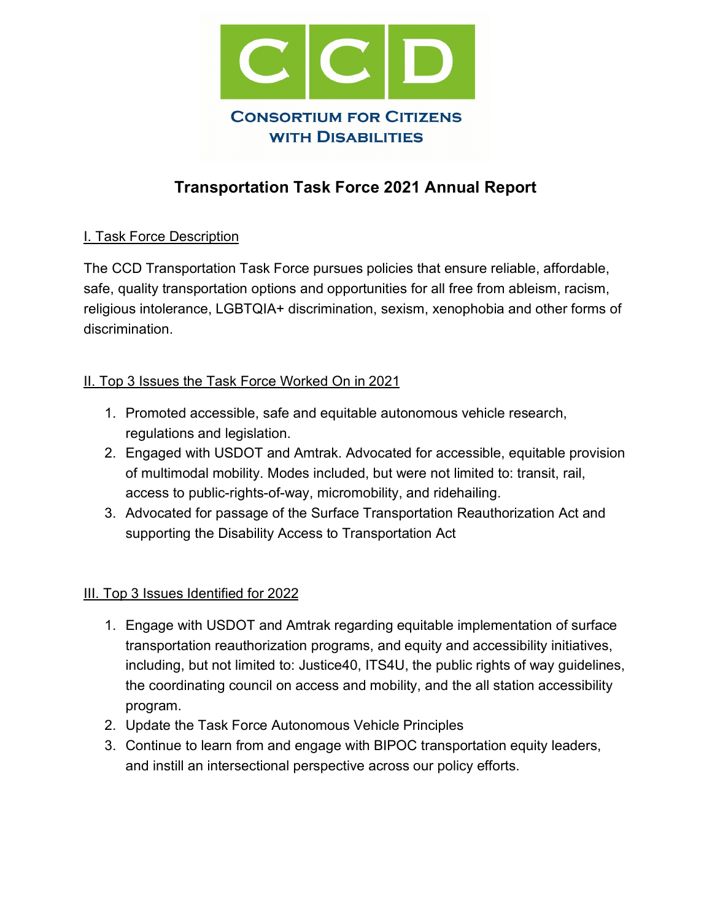CCD

Consortium for Citizens with Disabilities

# Transportation Task Force 2021 Annual Report

## I. Task Force Description

The CCD Transportation Task Force pursues policies that ensure reliable, affordable, safe, quality transportation options and opportunities for all free from ableism, racism, religious intolerance, LGBTQIA+ discrimination, sexism, xenophobia and other forms of discrimination.

## II. Top 3 Issues the Task Force Worked On in 2021

1. Promoted accessible, safe and equitable autonomous vehicle research, regulations and legislation.
2. Engaged with USDOT and Amtrak. Advocated for accessible, equitable provision of multimodal mobility. Modes included, but were not limited to: transit, rail, access to public-rights-of-way, micromobility, and ridehailing.
3. Advocated for passage of the Surface Transportation Reauthorization Act and supporting the Disability Access to Transportation Act

## III. Top 3 Issues Identified for 2022

1. Engage with USDOT and Amtrak regarding equitable implementation of surface transportation reauthorization programs, and equity and accessibility initiatives, including, but not limited to: Justice40, ITS4U, the public rights of way guidelines, the coordinating council on access and mobility, and the all station accessibility program.
2. Update the Task Force Autonomous Vehicle Principles
3. Continue to learn from and engage with BIPOC transportation equity leaders, and instill an intersectional perspective across our policy efforts.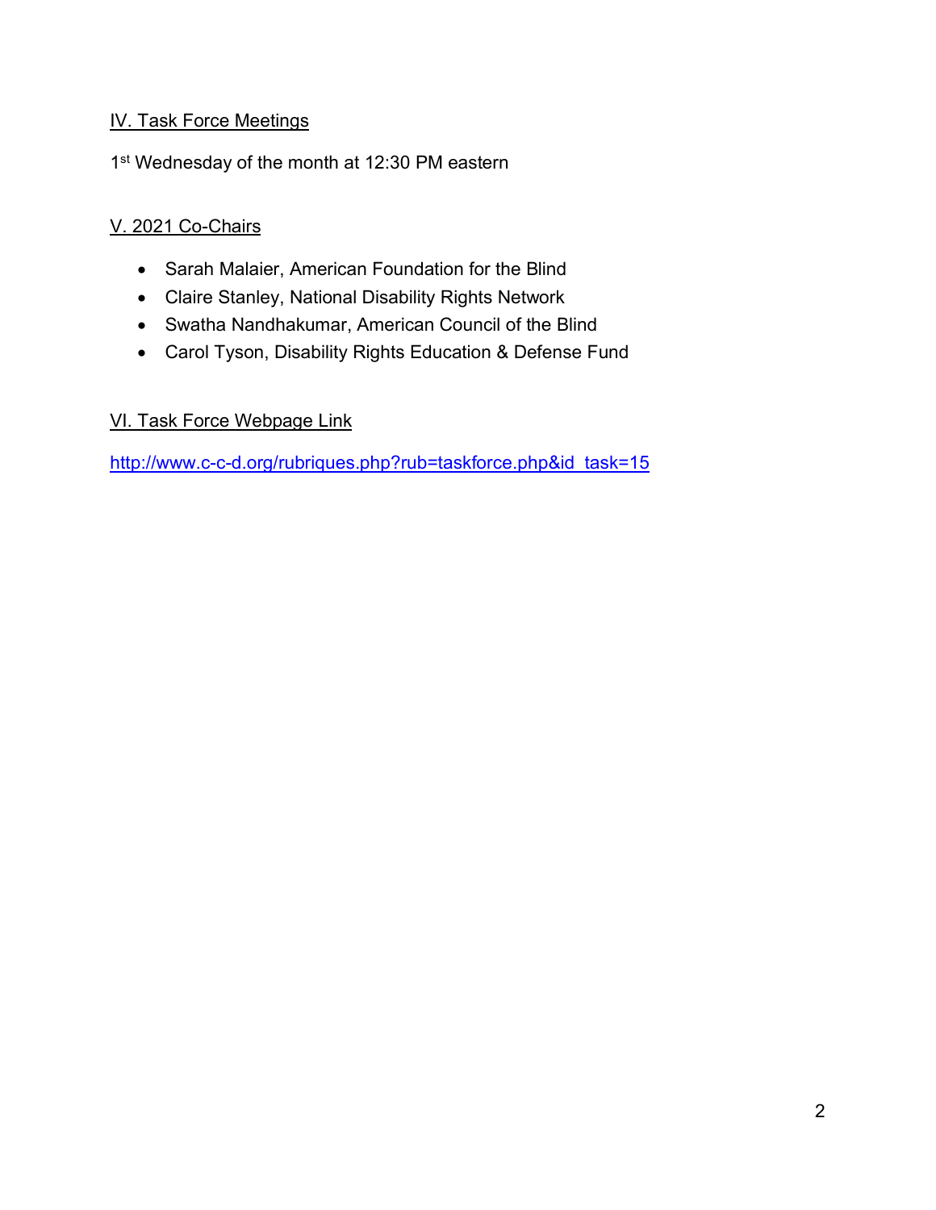## IV. Task Force Meetings

1st Wednesday of the month at 12:30 PM eastern

## V. 2021 Co-Chairs

- Sarah Malaier, American Foundation for the Blind
- Claire Stanley, National Disability Rights Network
- Swatha Nandhakumar, American Council of the Blind
- Carol Tyson, Disability Rights Education & Defense Fund

## VI. Task Force Webpage Link

http://www.c-c-d.org/rubriques.php?rub=taskforce.php&id_task=15